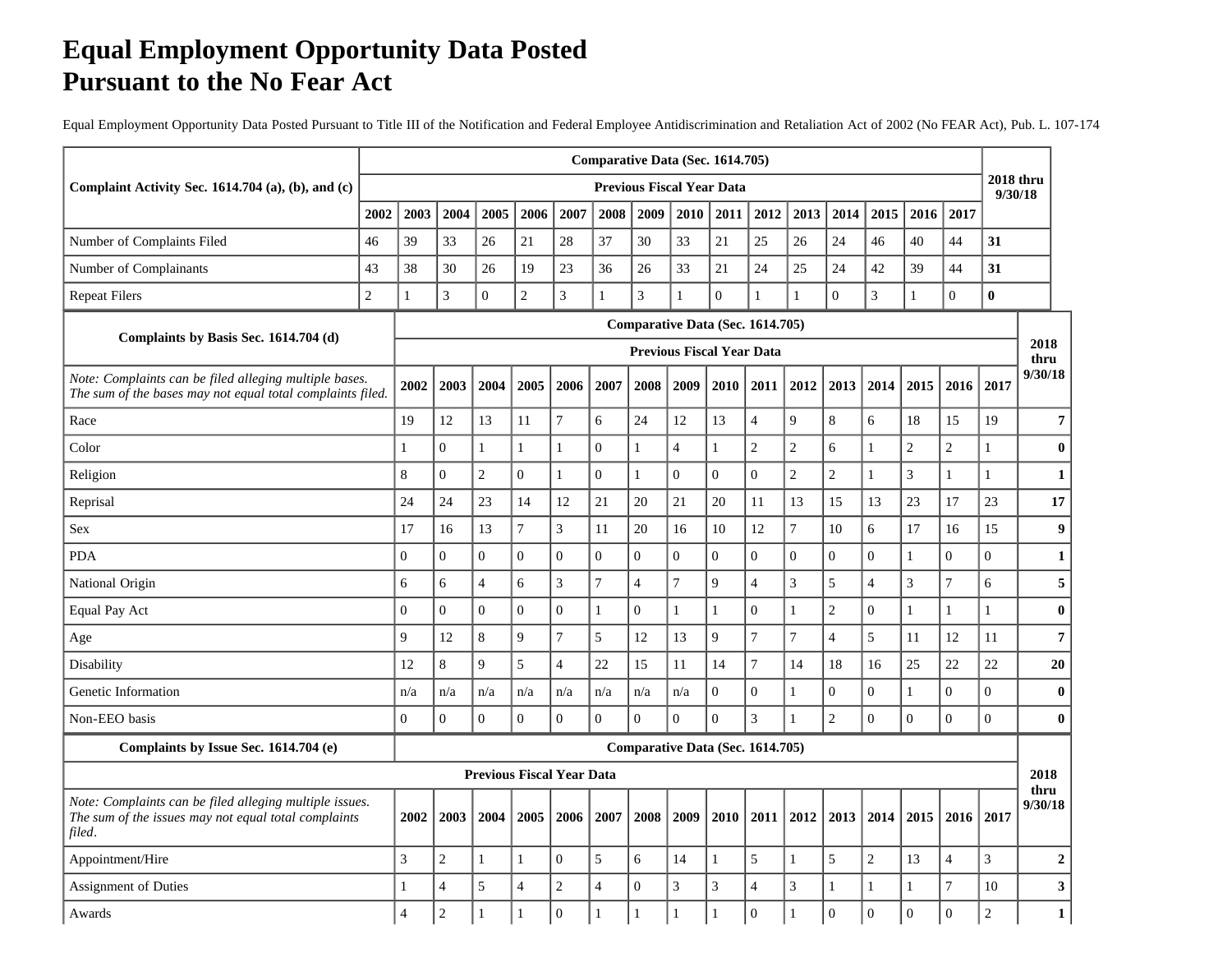# Equal Employment Opportunity Data Posted Pursuant to the No Fear Act

Equal Employment Opportunity Data Posted Pursuant to Title III of the Notification and Federal Employee Antidiscrimination and Retaliation Act of 2002 (No FEAR Act), Pub. L. 107-174

| Complaint Activity Sec. 1614.704 (a), (b), and (c) | Comparative Data (Sec. 1614.705) | | | | | | | | | | | | | | | | 2018 thru 9/30/18 |
|---|---|---|---|---|---|---|---|---|---|---|---|---|---|---|---|---|---|
| | Previous Fiscal Year Data | | | | | | | | | | | | | | | | |
| | 2002 | 2003 | 2004 | 2005 | 2006 | 2007 | 2008 | 2009 | 2010 | 2011 | 2012 | 2013 | 2014 | 2015 | 2016 | 2017 | |
| Number of Complaints Filed | 46 | 39 | 33 | 26 | 21 | 28 | 37 | 30 | 33 | 21 | 25 | 26 | 24 | 46 | 40 | 44 | **31** |
| Number of Complainants | 43 | 38 | 30 | 26 | 19 | 23 | 36 | 26 | 33 | 21 | 24 | 25 | 24 | 42 | 39 | 44 | **31** |
| Repeat Filers | 2 | 1 | 3 | 0 | 2 | 3 | 1 | 3 | 1 | 0 | 1 | 1 | 0 | 3 | 1 | 0 | **0** |

| Complaints by Basis Sec. 1614.704 (d) | Comparative Data (Sec. 1614.705) | | | | | | | | | | | | | | | | 2018 thru 9/30/18 |
|---|---|---|---|---|---|---|---|---|---|---|---|---|---|---|---|---|---|
| | Previous Fiscal Year Data | | | | | | | | | | | | | | | | |
| *Note: Complaints can be filed alleging multiple bases. The sum of the bases may not equal total complaints filed.* | 2002 | 2003 | 2004 | 2005 | 2006 | 2007 | 2008 | 2009 | 2010 | 2011 | 2012 | 2013 | 2014 | 2015 | 2016 | 2017 | |
| Race | 19 | 12 | 13 | 11 | 7 | 6 | 24 | 12 | 13 | 4 | 9 | 8 | 6 | 18 | 15 | 19 | **7** |
| Color | 1 | 0 | 1 | 1 | 1 | 0 | 1 | 4 | 1 | 2 | 2 | 6 | 1 | 2 | 2 | 1 | **0** |
| Religion | 8 | 0 | 2 | 0 | 1 | 0 | 1 | 0 | 0 | 0 | 2 | 2 | 1 | 3 | 1 | 1 | **1** |
| Reprisal | 24 | 24 | 23 | 14 | 12 | 21 | 20 | 21 | 20 | 11 | 13 | 15 | 13 | 23 | 17 | 23 | **17** |
| Sex | 17 | 16 | 13 | 7 | 3 | 11 | 20 | 16 | 10 | 12 | 7 | 10 | 6 | 17 | 16 | 15 | **9** |
| PDA | 0 | 0 | 0 | 0 | 0 | 0 | 0 | 0 | 0 | 0 | 0 | 0 | 0 | 1 | 0 | 0 | **1** |
| National Origin | 6 | 6 | 4 | 6 | 3 | 7 | 4 | 7 | 9 | 4 | 3 | 5 | 4 | 3 | 7 | 6 | **5** |
| Equal Pay Act | 0 | 0 | 0 | 0 | 0 | 1 | 0 | 1 | 1 | 0 | 1 | 2 | 0 | 1 | 1 | 1 | **0** |
| Age | 9 | 12 | 8 | 9 | 7 | 5 | 12 | 13 | 9 | 7 | 7 | 4 | 5 | 11 | 12 | 11 | **7** |
| Disability | 12 | 8 | 9 | 5 | 4 | 22 | 15 | 11 | 14 | 7 | 14 | 18 | 16 | 25 | 22 | 22 | **20** |
| Genetic Information | n/a | n/a | n/a | n/a | n/a | n/a | n/a | n/a | 0 | 0 | 1 | 0 | 0 | 1 | 0 | 0 | **0** |
| Non-EEO basis | 0 | 0 | 0 | 0 | 0 | 0 | 0 | 0 | 0 | 3 | 1 | 2 | 0 | 0 | 0 | 0 | **0** |

| Complaints by Issue Sec. 1614.704 (e) | Comparative Data (Sec. 1614.705) | | | | | | | | | | | | | | | | 2018 thru 9/30/18 |
|---|---|---|---|---|---|---|---|---|---|---|---|---|---|---|---|---|---|
| Previous Fiscal Year Data | | | | | | | | | | | | | | | | | |
| *Note: Complaints can be filed alleging multiple issues. The sum of the issues may not equal total complaints filed.* | 2002 | 2003 | 2004 | 2005 | 2006 | 2007 | 2008 | 2009 | 2010 | 2011 | 2012 | 2013 | 2014 | 2015 | 2016 | 2017 | |
| Appointment/Hire | 3 | 2 | 1 | 1 | 0 | 5 | 6 | 14 | 1 | 5 | 1 | 5 | 2 | 13 | 4 | 3 | **2** |
| Assignment of Duties | 1 | 4 | 5 | 4 | 2 | 4 | 0 | 3 | 3 | 4 | 3 | 1 | 1 | 1 | 7 | 10 | **3** |
| Awards | 4 | 2 | 1 | 1 | 0 | 1 | 1 | 1 | 1 | 0 | 1 | 0 | 0 | 0 | 0 | 2 | **1** |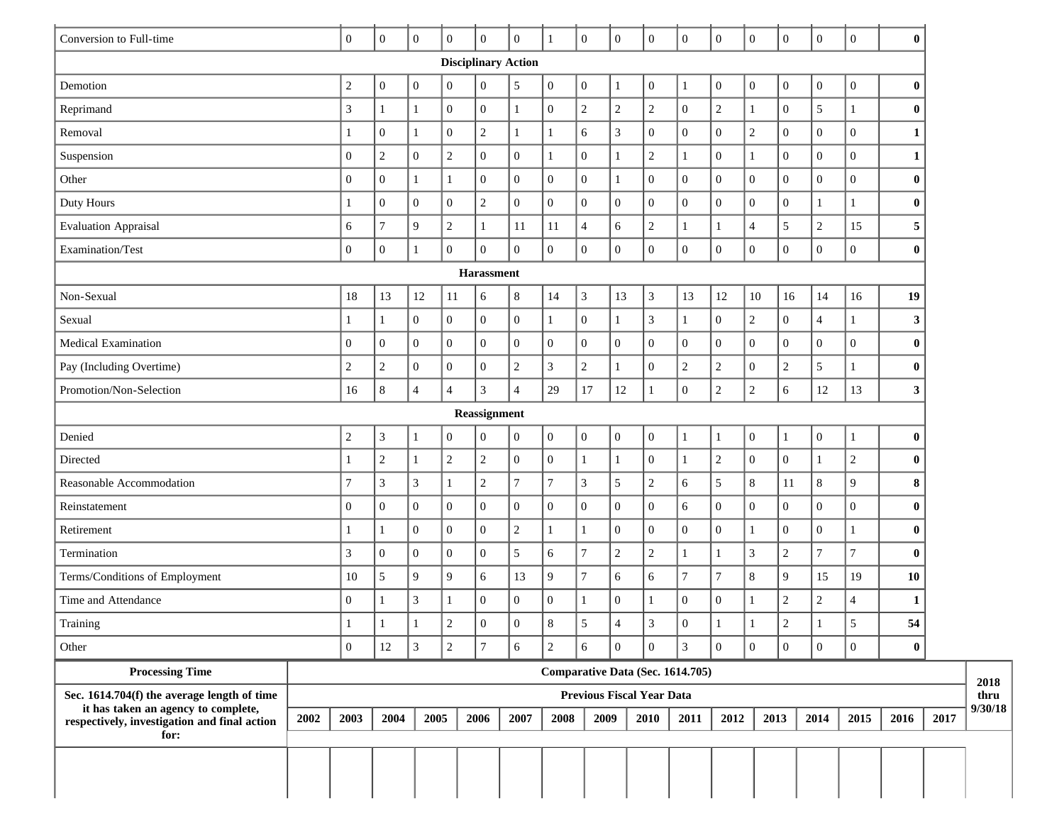| | | | | | | | | | | | | | | | | | |
|---|---|---|---|---|---|---|---|---|---|---|---|---|---|---|---|---|---|
| Conversion to Full-time | 0 | 0 | 0 | 0 | 0 | 0 | 1 | 0 | 0 | 0 | 0 | 0 | 0 | 0 | 0 | 0 | **0** |
| **Disciplinary Action** | | | | | | | | | | | | | | | | | |
| Demotion | 2 | 0 | 0 | 0 | 0 | 5 | 0 | 0 | 1 | 0 | 1 | 0 | 0 | 0 | 0 | 0 | **0** |
| Reprimand | 3 | 1 | 1 | 0 | 0 | 1 | 0 | 2 | 2 | 2 | 0 | 2 | 1 | 0 | 5 | 1 | **0** |
| Removal | 1 | 0 | 1 | 0 | 2 | 1 | 1 | 6 | 3 | 0 | 0 | 0 | 2 | 0 | 0 | 0 | **1** |
| Suspension | 0 | 2 | 0 | 2 | 0 | 0 | 1 | 0 | 1 | 2 | 1 | 0 | 1 | 0 | 0 | 0 | **1** |
| Other | 0 | 0 | 1 | 1 | 0 | 0 | 0 | 0 | 1 | 0 | 0 | 0 | 0 | 0 | 0 | 0 | **0** |
| Duty Hours | 1 | 0 | 0 | 0 | 2 | 0 | 0 | 0 | 0 | 0 | 0 | 0 | 0 | 0 | 1 | 1 | **0** |
| Evaluation Appraisal | 6 | 7 | 9 | 2 | 1 | 11 | 11 | 4 | 6 | 2 | 1 | 1 | 4 | 5 | 2 | 15 | **5** |
| Examination/Test | 0 | 0 | 1 | 0 | 0 | 0 | 0 | 0 | 0 | 0 | 0 | 0 | 0 | 0 | 0 | 0 | **0** |
| **Harassment** | | | | | | | | | | | | | | | | | |
| Non-Sexual | 18 | 13 | 12 | 11 | 6 | 8 | 14 | 3 | 13 | 3 | 13 | 12 | 10 | 16 | 14 | 16 | **19** |
| Sexual | 1 | 1 | 0 | 0 | 0 | 0 | 1 | 0 | 1 | 3 | 1 | 0 | 2 | 0 | 4 | 1 | **3** |
| Medical Examination | 0 | 0 | 0 | 0 | 0 | 0 | 0 | 0 | 0 | 0 | 0 | 0 | 0 | 0 | 0 | 0 | **0** |
| Pay (Including Overtime) | 2 | 2 | 0 | 0 | 0 | 2 | 3 | 2 | 1 | 0 | 2 | 2 | 0 | 2 | 5 | 1 | **0** |
| Promotion/Non-Selection | 16 | 8 | 4 | 4 | 3 | 4 | 29 | 17 | 12 | 1 | 0 | 2 | 2 | 6 | 12 | 13 | **3** |
| **Reassignment** | | | | | | | | | | | | | | | | | |
| Denied | 2 | 3 | 1 | 0 | 0 | 0 | 0 | 0 | 0 | 0 | 1 | 1 | 0 | 1 | 0 | 1 | **0** |
| Directed | 1 | 2 | 1 | 2 | 2 | 0 | 0 | 1 | 1 | 0 | 1 | 2 | 0 | 0 | 1 | 2 | **0** |
| Reasonable Accommodation | 7 | 3 | 3 | 1 | 2 | 7 | 7 | 3 | 5 | 2 | 6 | 5 | 8 | 11 | 8 | 9 | **8** |
| Reinstatement | 0 | 0 | 0 | 0 | 0 | 0 | 0 | 0 | 0 | 0 | 6 | 0 | 0 | 0 | 0 | 0 | **0** |
| Retirement | 1 | 1 | 0 | 0 | 0 | 2 | 1 | 1 | 0 | 0 | 0 | 0 | 1 | 0 | 0 | 1 | **0** |
| Termination | 3 | 0 | 0 | 0 | 0 | 5 | 6 | 7 | 2 | 2 | 1 | 1 | 3 | 2 | 7 | 7 | **0** |
| Terms/Conditions of Employment | 10 | 5 | 9 | 9 | 6 | 13 | 9 | 7 | 6 | 6 | 7 | 7 | 8 | 9 | 15 | 19 | **10** |
| Time and Attendance | 0 | 1 | 3 | 1 | 0 | 0 | 0 | 1 | 0 | 1 | 0 | 0 | 1 | 2 | 2 | 4 | **1** |
| Training | 1 | 1 | 1 | 2 | 0 | 0 | 8 | 5 | 4 | 3 | 0 | 1 | 1 | 2 | 1 | 5 | **54** |
| Other | 0 | 12 | 3 | 2 | 7 | 6 | 2 | 6 | 0 | 0 | 3 | 0 | 0 | 0 | 0 | 0 | **0** |

| **Processing Time** | **Comparative Data (Sec. 1614.705)** | | | | | | | | | | | | | | | | **2018 thru 9/30/18** |
|---|---|---|---|---|---|---|---|---|---|---|---|---|---|---|---|---|---|
| **Sec. 1614.704(f) the average length of time it has taken an agency to complete, respectively, investigation and final action for:** | **Previous Fiscal Year Data** | | | | | | | | | | | | | | | | |
| | **2002** | **2003** | **2004** | **2005** | **2006** | **2007** | **2008** | **2009** | **2010** | **2011** | **2012** | **2013** | **2014** | **2015** | **2016** | **2017** | |
| | | | | | | | | | | | | | | | | | |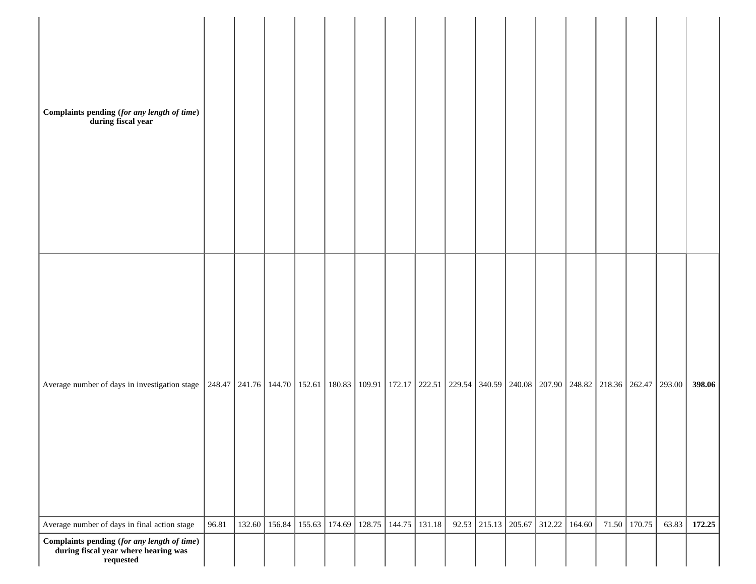| | | | | | | | | | | | | | | | | | |
|---|---|---|---|---|---|---|---|---|---|---|---|---|---|---|---|---|---|
| **Complaints pending (*for any length of time*) during fiscal year** | | | | | | | | | | | | | | | | | |
| Average number of days in investigation stage | 248.47 | 241.76 | 144.70 | 152.61 | 180.83 | 109.91 | 172.17 | 222.51 | 229.54 | 340.59 | 240.08 | 207.90 | 248.82 | 218.36 | 262.47 | 293.00 | **398.06** |
| Average number of days in final action stage | 96.81 | 132.60 | 156.84 | 155.63 | 174.69 | 128.75 | 144.75 | 131.18 | 92.53 | 215.13 | 205.67 | 312.22 | 164.60 | 71.50 | 170.75 | 63.83 | **172.25** |
| **Complaints pending (*for any length of time*) during fiscal year where hearing was requested** | | | | | | | | | | | | | | | | | |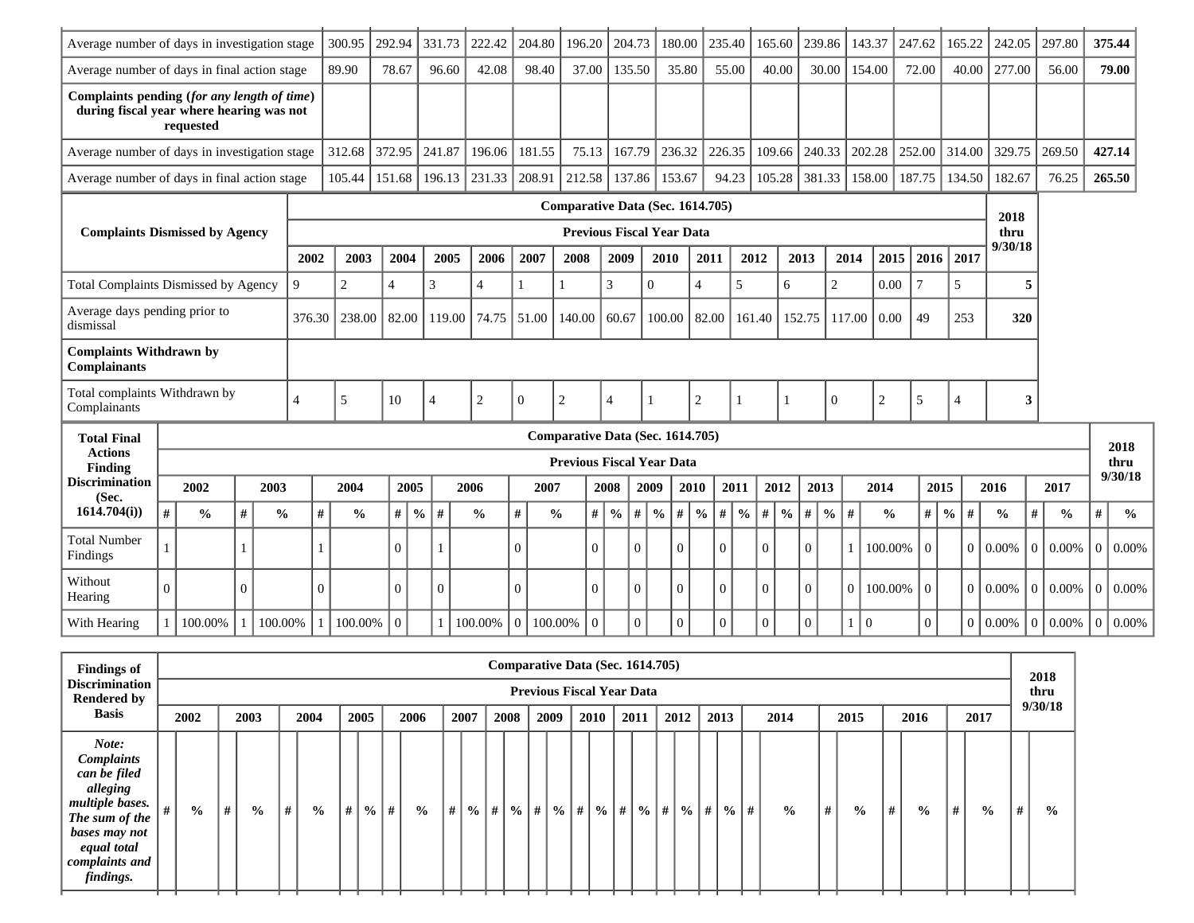| | | | | | | | | | | | | | | | | | |
|---|---|---|---|---|---|---|---|---|---|---|---|---|---|---|---|---|---|
| Average number of days in investigation stage | 300.95 | 292.94 | 331.73 | 222.42 | 204.80 | 196.20 | 204.73 | 180.00 | 235.40 | 165.60 | 239.86 | 143.37 | 247.62 | 165.22 | 242.05 | 297.80 | **375.44** |
| Average number of days in final action stage | 89.90 | 78.67 | 96.60 | 42.08 | 98.40 | 37.00 | 135.50 | 35.80 | 55.00 | 40.00 | 30.00 | 154.00 | 72.00 | 40.00 | 277.00 | 56.00 | **79.00** |
| **Complaints pending (*for any length of time*) during fiscal year where hearing was not requested** | | | | | | | | | | | | | | | | | |
| Average number of days in investigation stage | 312.68 | 372.95 | 241.87 | 196.06 | 181.55 | 75.13 | 167.79 | 236.32 | 226.35 | 109.66 | 240.33 | 202.28 | 252.00 | 314.00 | 329.75 | 269.50 | **427.14** |
| Average number of days in final action stage | 105.44 | 151.68 | 196.13 | 231.33 | 208.91 | 212.58 | 137.86 | 153.67 | 94.23 | 105.28 | 381.33 | 158.00 | 187.75 | 134.50 | 182.67 | 76.25 | **265.50** |

| **Complaints Dismissed by Agency** | **Comparative Data (Sec. 1614.705) Previous Fiscal Year Data** | | | | | | | | | | | | | | | | **2018 thru 9/30/18** |
|---|---|---|---|---|---|---|---|---|---|---|---|---|---|---|---|---|---|
| | **2002** | **2003** | **2004** | **2005** | **2006** | **2007** | **2008** | **2009** | **2010** | **2011** | **2012** | **2013** | **2014** | **2015** | **2016** | **2017** | |
| Total Complaints Dismissed by Agency | 9 | 2 | 4 | 3 | 4 | 1 | 1 | 3 | 0 | 4 | 5 | 6 | 2 | 0.00 | 7 | 5 | **5** |
| Average days pending prior to dismissal | 376.30 | 238.00 | 82.00 | 119.00 | 74.75 | 51.00 | 140.00 | 60.67 | 100.00 | 82.00 | 161.40 | 152.75 | 117.00 | 0.00 | 49 | 253 | **320** |
| **Complaints Withdrawn by Complainants** | | | | | | | | | | | | | | | | | |
| Total complaints Withdrawn by Complainants | 4 | 5 | 10 | 4 | 2 | 0 | 2 | 4 | 1 | 2 | 1 | 1 | 0 | 2 | 5 | 4 | **3** |

| **Total Final Actions Finding Discrimination (Sec. 1614.704(i))** | **Comparative Data (Sec. 1614.705) Previous Fiscal Year Data** | | | | | | | | | | | | | | | | | | | | | | | | | | | | | | | | **2018 thru 9/30/18** | |
|---|---|---|---|---|---|---|---|---|---|---|---|---|---|---|---|---|---|---|---|---|---|---|---|---|---|---|---|---|---|---|---|---|---|---|
| | **2002** | | **2003** | | **2004** | | **2005** | | **2006** | | **2007** | | **2008** | | **2009** | | **2010** | | **2011** | | **2012** | | **2013** | | **2014** | | **2015** | | **2016** | | **2017** | | | |
| | **#** | **%** | **#** | **%** | **#** | **%** | **#** | **%** | **#** | **%** | **#** | **%** | **#** | **%** | **#** | **%** | **#** | **%** | **#** | **%** | **#** | **%** | **#** | **%** | **#** | **%** | **#** | **%** | **#** | **%** | **#** | **%** | **#** | **%** |
| Total Number Findings | 1 | | 1 | | 1 | | 0 | | 1 | | 0 | | 0 | | 0 | | 0 | | 0 | | 0 | | 0 | | 1 | 100.00% | 0 | | 0 | 0.00% | 0 | 0.00% | 0 | 0.00% |
| Without Hearing | 0 | | 0 | | 0 | | 0 | | 0 | | 0 | | 0 | | 0 | | 0 | | 0 | | 0 | | 0 | | 0 | 100.00% | 0 | | 0 | 0.00% | 0 | 0.00% | 0 | 0.00% |
| With Hearing | 1 | 100.00% | 1 | 100.00% | 1 | 100.00% | 0 | | 1 | 100.00% | 0 | 100.00% | 0 | | 0 | | 0 | | 0 | | 0 | | 0 | | 1 | 0 | 0 | | 0 | 0.00% | 0 | 0.00% | 0 | 0.00% |

| **Findings of Discrimination Rendered by Basis** | **Comparative Data (Sec. 1614.705) Previous Fiscal Year Data** | | | | | | | | | | | | | | | | | | | | | | | | | | | | | | | | **2018 thru 9/30/18** | |
|---|---|---|---|---|---|---|---|---|---|---|---|---|---|---|---|---|---|---|---|---|---|---|---|---|---|---|---|---|---|---|---|---|---|---|
| | **2002** | | **2003** | | **2004** | | **2005** | | **2006** | | **2007** | | **2008** | | **2009** | | **2010** | | **2011** | | **2012** | | **2013** | | **2014** | | **2015** | | **2016** | | **2017** | | | |
| ***Note: Complaints can be filed alleging multiple bases. The sum of the bases may not equal total complaints and findings.*** | **#** | **%** | **#** | **%** | **#** | **%** | **#** | **%** | **#** | **%** | **#** | **%** | **#** | **%** | **#** | **%** | **#** | **%** | **#** | **%** | **#** | **%** | **#** | **%** | **#** | **%** | **#** | **%** | **#** | **%** | **#** | **%** | **#** | **%** |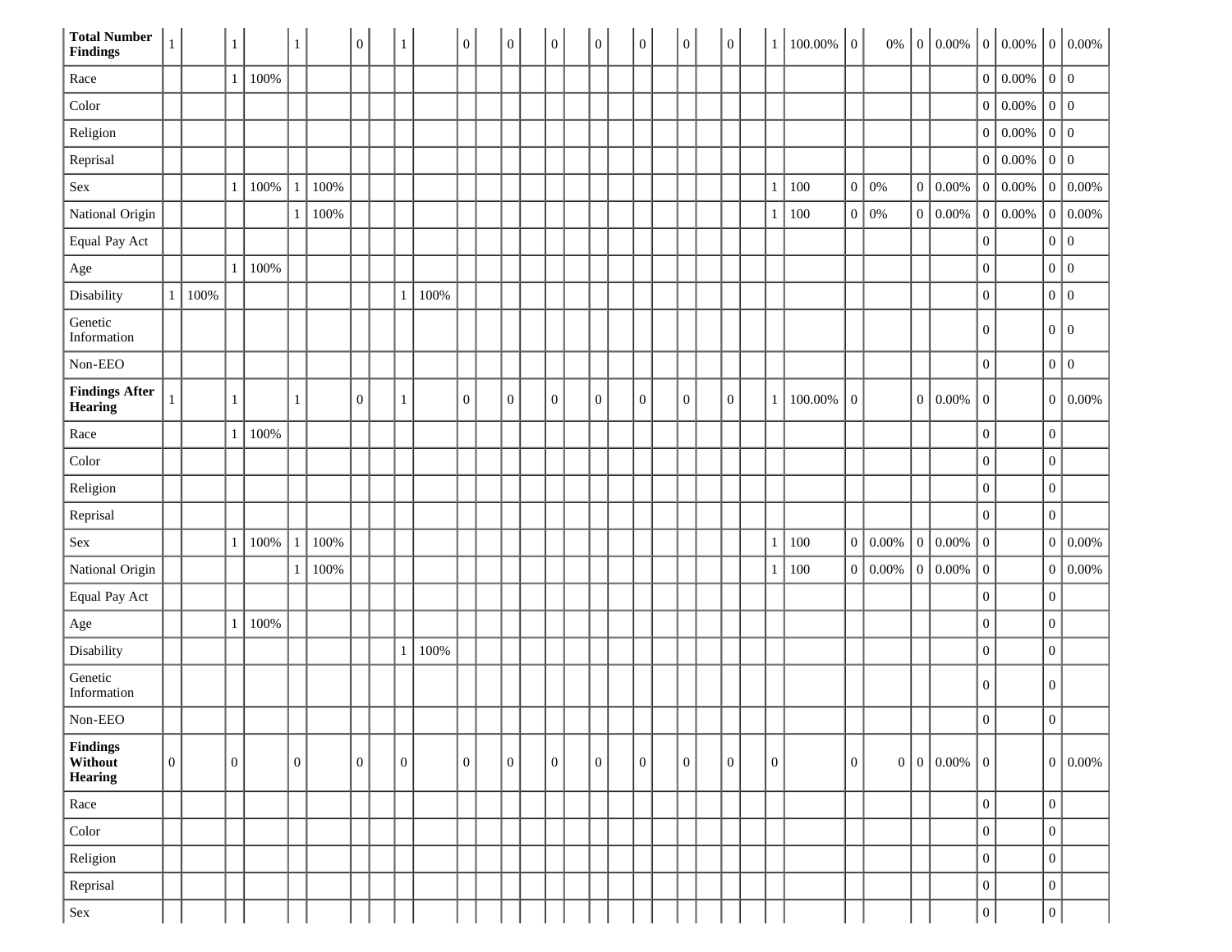| | | | | | | | | | | | | | | | | | | | | | | | | | | | | | | | | | | |
|---|---|---|---|---|---|---|---|---|---|---|---|---|---|---|---|---|---|---|---|---|---|---|---|---|---|---|---|---|---|---|---|---|---|---|
| **Total Number Findings** | 1 | | 1 | | 1 | | 0 | | 1 | | 0 | | 0 | | 0 | | 0 | | 0 | | 0 | | 0 | | 1 | 100.00% | 0 | 0% | 0 | 0.00% | 0 | 0.00% | 0 | 0.00% |
| Race | | | 1 | 100% | | | | | | | | | | | | | | | | | | | | | | | | | | | 0 | 0.00% | 0 | 0 |
| Color | | | | | | | | | | | | | | | | | | | | | | | | | | | | | | | 0 | 0.00% | 0 | 0 |
| Religion | | | | | | | | | | | | | | | | | | | | | | | | | | | | | | | 0 | 0.00% | 0 | 0 |
| Reprisal | | | | | | | | | | | | | | | | | | | | | | | | | | | | | | | 0 | 0.00% | 0 | 0 |
| Sex | | | 1 | 100% | 1 | 100% | | | | | | | | | | | | | | | | | | | 1 | 100 | 0 | 0% | 0 | 0.00% | 0 | 0.00% | 0 | 0.00% |
| National Origin | | | | | 1 | 100% | | | | | | | | | | | | | | | | | | | 1 | 100 | 0 | 0% | 0 | 0.00% | 0 | 0.00% | 0 | 0.00% |
| Equal Pay Act | | | | | | | | | | | | | | | | | | | | | | | | | | | | | | | 0 | | 0 | 0 |
| Age | | | 1 | 100% | | | | | | | | | | | | | | | | | | | | | | | | | | | 0 | | 0 | 0 |
| Disability | 1 | 100% | | | | | | | 1 | 100% | | | | | | | | | | | | | | | | | | | | | 0 | | 0 | 0 |
| Genetic Information | | | | | | | | | | | | | | | | | | | | | | | | | | | | | | | 0 | | 0 | 0 |
| Non-EEO | | | | | | | | | | | | | | | | | | | | | | | | | | | | | | | 0 | | 0 | 0 |
| **Findings After Hearing** | 1 | | 1 | | 1 | | 0 | | 1 | | 0 | | 0 | | 0 | | 0 | | 0 | | 0 | | 0 | | 1 | 100.00% | 0 | | 0 | 0.00% | 0 | | 0 | 0.00% |
| Race | | | 1 | 100% | | | | | | | | | | | | | | | | | | | | | | | | | | | 0 | | 0 | |
| Color | | | | | | | | | | | | | | | | | | | | | | | | | | | | | | | 0 | | 0 | |
| Religion | | | | | | | | | | | | | | | | | | | | | | | | | | | | | | | 0 | | 0 | |
| Reprisal | | | | | | | | | | | | | | | | | | | | | | | | | | | | | | | 0 | | 0 | |
| Sex | | | 1 | 100% | 1 | 100% | | | | | | | | | | | | | | | | | | | 1 | 100 | 0 | 0.00% | 0 | 0.00% | 0 | | 0 | 0.00% |
| National Origin | | | | | 1 | 100% | | | | | | | | | | | | | | | | | | | 1 | 100 | 0 | 0.00% | 0 | 0.00% | 0 | | 0 | 0.00% |
| Equal Pay Act | | | | | | | | | | | | | | | | | | | | | | | | | | | | | | | 0 | | 0 | |
| Age | | | 1 | 100% | | | | | | | | | | | | | | | | | | | | | | | | | | | 0 | | 0 | |
| Disability | | | | | | | | | 1 | 100% | | | | | | | | | | | | | | | | | | | | | 0 | | 0 | |
| Genetic Information | | | | | | | | | | | | | | | | | | | | | | | | | | | | | | | 0 | | 0 | |
| Non-EEO | | | | | | | | | | | | | | | | | | | | | | | | | | | | | | | 0 | | 0 | |
| **Findings Without Hearing** | 0 | | 0 | | 0 | | 0 | | 0 | | 0 | | 0 | | 0 | | 0 | | 0 | | 0 | | 0 | | 0 | | 0 | 0 | 0 | 0.00% | 0 | | 0 | 0.00% |
| Race | | | | | | | | | | | | | | | | | | | | | | | | | | | | | | | 0 | | 0 | |
| Color | | | | | | | | | | | | | | | | | | | | | | | | | | | | | | | 0 | | 0 | |
| Religion | | | | | | | | | | | | | | | | | | | | | | | | | | | | | | | 0 | | 0 | |
| Reprisal | | | | | | | | | | | | | | | | | | | | | | | | | | | | | | | 0 | | 0 | |
| Sex | | | | | | | | | | | | | | | | | | | | | | | | | | | | | | | 0 | | 0 | |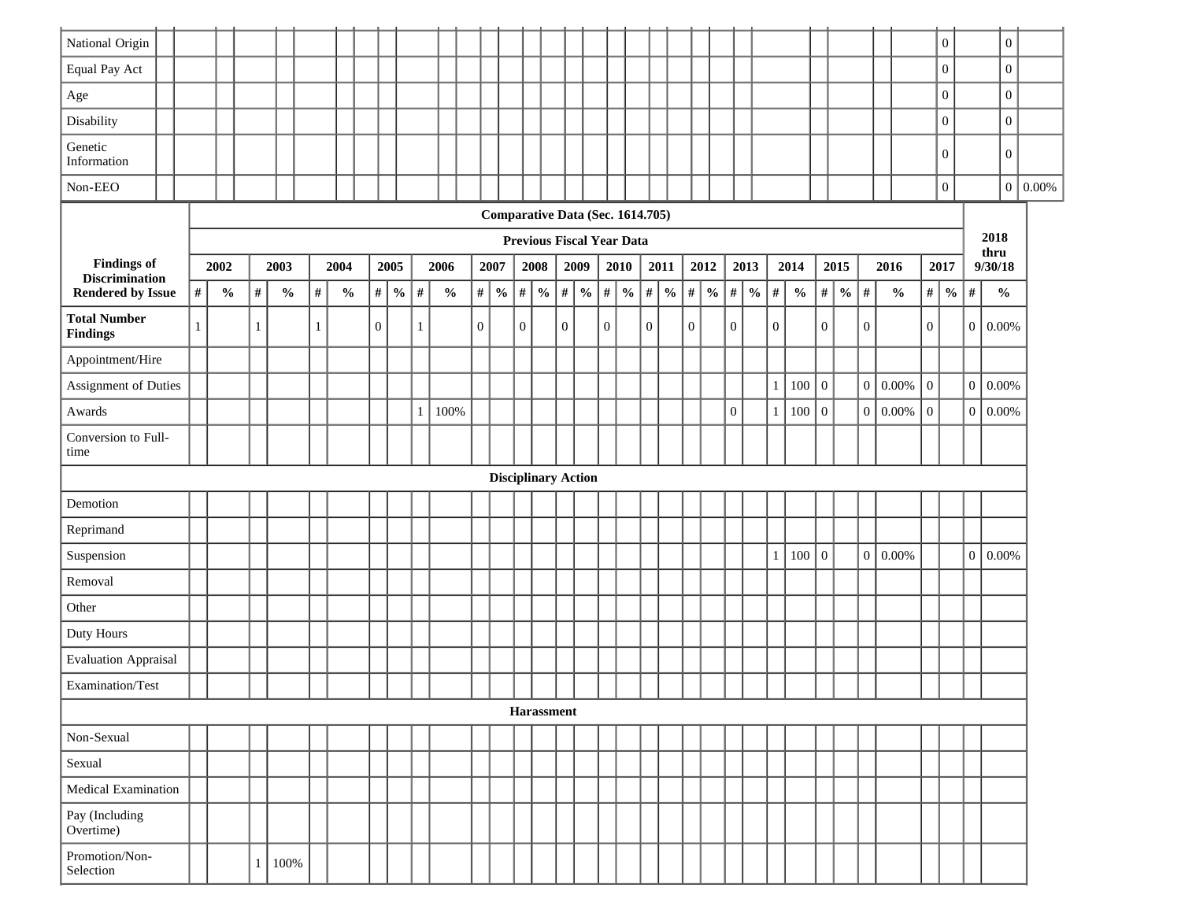| | 2002 # | 2002 % | 2003 # | 2003 % | 2004 # | 2004 % | 2005 # | 2005 % | 2006 # | 2006 % | 2007 # | 2007 % | 2008 # | 2008 % | 2009 # | 2009 % | 2010 # | 2010 % | 2011 # | 2011 % | 2012 # | 2012 % | 2013 # | 2013 % | 2014 # | 2014 % | 2015 # | 2015 % | 2016 # | 2016 % | 2017 # | 2017 % | 2018 # | 2018 % |
|---|---|---|---|---|---|---|---|---|---|---|---|---|---|---|---|---|---|---|---|---|---|---|---|---|---|---|---|---|---|---|---|---|---|---|
| National Origin | | | | | | | | | | | | | | | | | | | | | | | | | | | | | | | 0 | | 0 | |
| Equal Pay Act | | | | | | | | | | | | | | | | | | | | | | | | | | | | | | | 0 | | 0 | |
| Age | | | | | | | | | | | | | | | | | | | | | | | | | | | | | | | 0 | | 0 | |
| Disability | | | | | | | | | | | | | | | | | | | | | | | | | | | | | | | 0 | | 0 | |
| Genetic Information | | | | | | | | | | | | | | | | | | | | | | | | | | | | | | | 0 | | 0 | |
| Non-EEO | | | | | | | | | | | | | | | | | | | | | | | | | | | | | | | 0 | | 0 | 0.00% |

| Findings of Discrimination Rendered by Issue | Comparative Data (Sec. 1614.705) Previous Fiscal Year Data | | | | | | | | | | | | | | | | | | | | | | | | | | | | | | | | 2018 thru 9/30/18 | |
|---|---|---|---|---|---|---|---|---|---|---|---|---|---|---|---|---|---|---|---|---|---|---|---|---|---|---|---|---|---|---|---|---|---|---|
| | 2002 | | 2003 | | 2004 | | 2005 | | 2006 | | 2007 | | 2008 | | 2009 | | 2010 | | 2011 | | 2012 | | 2013 | | 2014 | | 2015 | | 2016 | | 2017 | | | |
| | # | % | # | % | # | % | # | % | # | % | # | % | # | % | # | % | # | % | # | % | # | % | # | % | # | % | # | % | # | % | # | % | # | % |
| **Total Number Findings** | 1 | | 1 | | 1 | | 0 | | 1 | | 0 | | 0 | | 0 | | 0 | | 0 | | 0 | | 0 | | 0 | | 0 | | 0 | | 0 | | 0 | 0.00% |
| Appointment/Hire | | | | | | | | | | | | | | | | | | | | | | | | | | | | | | | | | | |
| Assignment of Duties | | | | | | | | | | | | | | | | | | | | | | | | | 1 | 100 | 0 | | 0 | 0.00% | 0 | | 0 | 0.00% |
| Awards | | | | | | | | | 1 | 100% | | | | | | | | | | | | | 0 | | 1 | 100 | 0 | | 0 | 0.00% | 0 | | 0 | 0.00% |
| Conversion to Full-time | | | | | | | | | | | | | | | | | | | | | | | | | | | | | | | | | | |
| **Disciplinary Action** | | | | | | | | | | | | | | | | | | | | | | | | | | | | | | | | | | |
| Demotion | | | | | | | | | | | | | | | | | | | | | | | | | | | | | | | | | | |
| Reprimand | | | | | | | | | | | | | | | | | | | | | | | | | | | | | | | | | | |
| Suspension | | | | | | | | | | | | | | | | | | | | | | | | | 1 | 100 | 0 | | 0 | 0.00% | | | 0 | 0.00% |
| Removal | | | | | | | | | | | | | | | | | | | | | | | | | | | | | | | | | | |
| Other | | | | | | | | | | | | | | | | | | | | | | | | | | | | | | | | | | |
| Duty Hours | | | | | | | | | | | | | | | | | | | | | | | | | | | | | | | | | | |
| Evaluation Appraisal | | | | | | | | | | | | | | | | | | | | | | | | | | | | | | | | | | |
| Examination/Test | | | | | | | | | | | | | | | | | | | | | | | | | | | | | | | | | | |
| **Harassment** | | | | | | | | | | | | | | | | | | | | | | | | | | | | | | | | | | |
| Non-Sexual | | | | | | | | | | | | | | | | | | | | | | | | | | | | | | | | | | |
| Sexual | | | | | | | | | | | | | | | | | | | | | | | | | | | | | | | | | | |
| Medical Examination | | | | | | | | | | | | | | | | | | | | | | | | | | | | | | | | | | |
| Pay (Including Overtime) | | | | | | | | | | | | | | | | | | | | | | | | | | | | | | | | | | |
| Promotion/Non-Selection | | | 1 | 100% | | | | | | | | | | | | | | | | | | | | | | | | | | | | | | |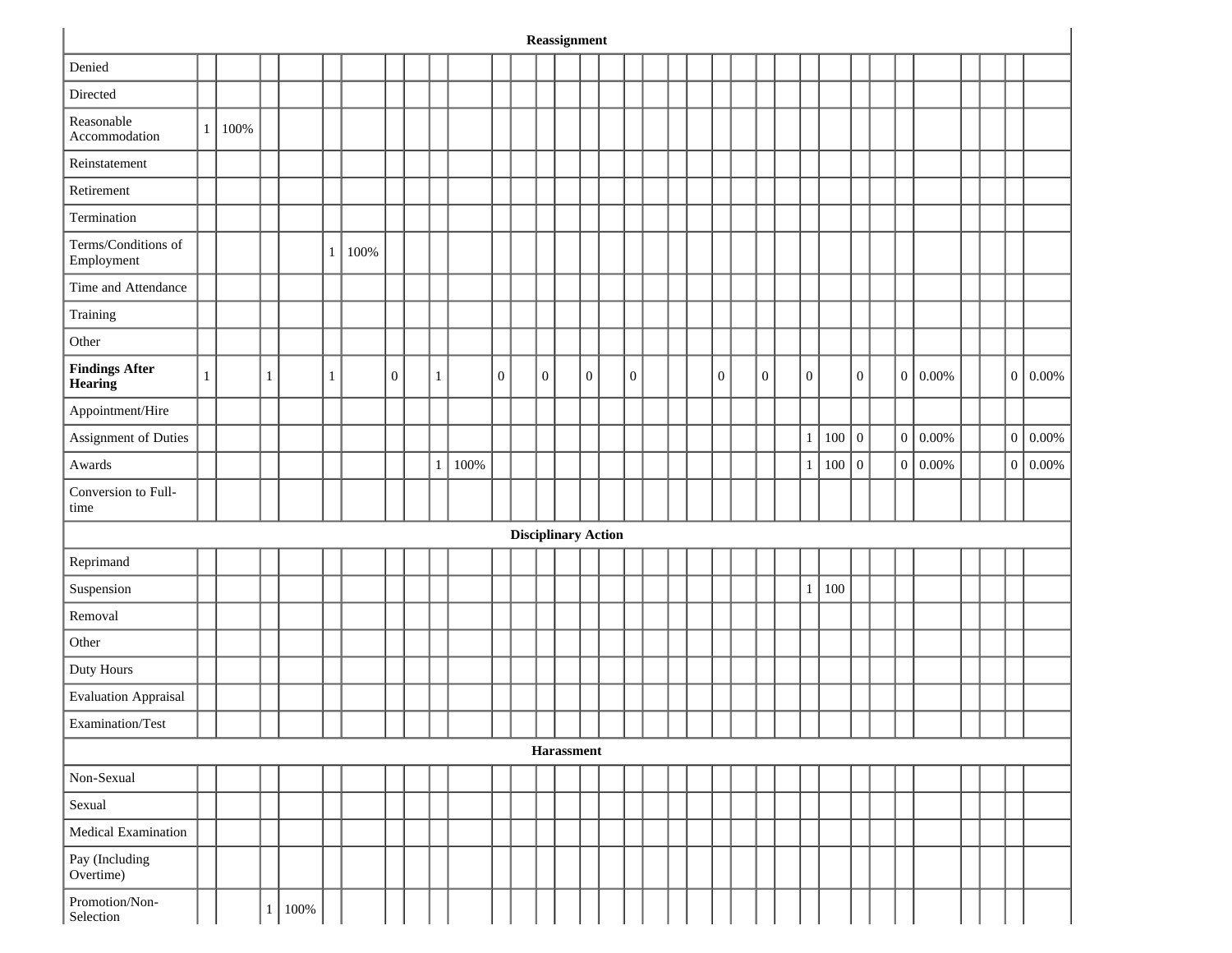| Reassignment | | | | | | | | | | | | | | | | | | | | | | | | | | | | | | | | | | |
|---|---|---|---|---|---|---|---|---|---|---|---|---|---|---|---|---|---|---|---|---|---|---|---|---|---|---|---|---|---|---|---|---|---|---|
| Denied | | | | | | | | | | | | | | | | | | | | | | | | | | | | | | | | | | |
| Directed | | | | | | | | | | | | | | | | | | | | | | | | | | | | | | | | | | |
| Reasonable Accommodation | 1 | 100% | | | | | | | | | | | | | | | | | | | | | | | | | | | | | | | | |
| Reinstatement | | | | | | | | | | | | | | | | | | | | | | | | | | | | | | | | | | |
| Retirement | | | | | | | | | | | | | | | | | | | | | | | | | | | | | | | | | | |
| Termination | | | | | | | | | | | | | | | | | | | | | | | | | | | | | | | | | | |
| Terms/Conditions of Employment | | | | | 1 | 100% | | | | | | | | | | | | | | | | | | | | | | | | | | | | |
| Time and Attendance | | | | | | | | | | | | | | | | | | | | | | | | | | | | | | | | | | |
| Training | | | | | | | | | | | | | | | | | | | | | | | | | | | | | | | | | | |
| Other | | | | | | | | | | | | | | | | | | | | | | | | | | | | | | | | | | |
| **Findings After Hearing** | 1 | | 1 | | 1 | | 0 | | 1 | | 0 | | 0 | | 0 | | 0 | | | | 0 | | 0 | | 0 | | 0 | | 0 | 0.00% | | | 0 | 0.00% |
| Appointment/Hire | | | | | | | | | | | | | | | | | | | | | | | | | | | | | | | | | | |
| Assignment of Duties | | | | | | | | | | | | | | | | | | | | | | | | | 1 | 100 | 0 | | 0 | 0.00% | | | 0 | 0.00% |
| Awards | | | | | | | | | 1 | 100% | | | | | | | | | | | | | | | 1 | 100 | 0 | | 0 | 0.00% | | | 0 | 0.00% |
| Conversion to Full-time | | | | | | | | | | | | | | | | | | | | | | | | | | | | | | | | | | |
| **Disciplinary Action** | | | | | | | | | | | | | | | | | | | | | | | | | | | | | | | | | | |
| Reprimand | | | | | | | | | | | | | | | | | | | | | | | | | | | | | | | | | | |
| Suspension | | | | | | | | | | | | | | | | | | | | | | | | | 1 | 100 | | | | | | | | |
| Removal | | | | | | | | | | | | | | | | | | | | | | | | | | | | | | | | | | |
| Other | | | | | | | | | | | | | | | | | | | | | | | | | | | | | | | | | | |
| Duty Hours | | | | | | | | | | | | | | | | | | | | | | | | | | | | | | | | | | |
| Evaluation Appraisal | | | | | | | | | | | | | | | | | | | | | | | | | | | | | | | | | | |
| Examination/Test | | | | | | | | | | | | | | | | | | | | | | | | | | | | | | | | | | |
| **Harassment** | | | | | | | | | | | | | | | | | | | | | | | | | | | | | | | | | | |
| Non-Sexual | | | | | | | | | | | | | | | | | | | | | | | | | | | | | | | | | | |
| Sexual | | | | | | | | | | | | | | | | | | | | | | | | | | | | | | | | | | |
| Medical Examination | | | | | | | | | | | | | | | | | | | | | | | | | | | | | | | | | | |
| Pay (Including Overtime) | | | | | | | | | | | | | | | | | | | | | | | | | | | | | | | | | | |
| Promotion/Non-Selection | | | 1 | 100% | | | | | | | | | | | | | | | | | | | | | | | | | | | | | | |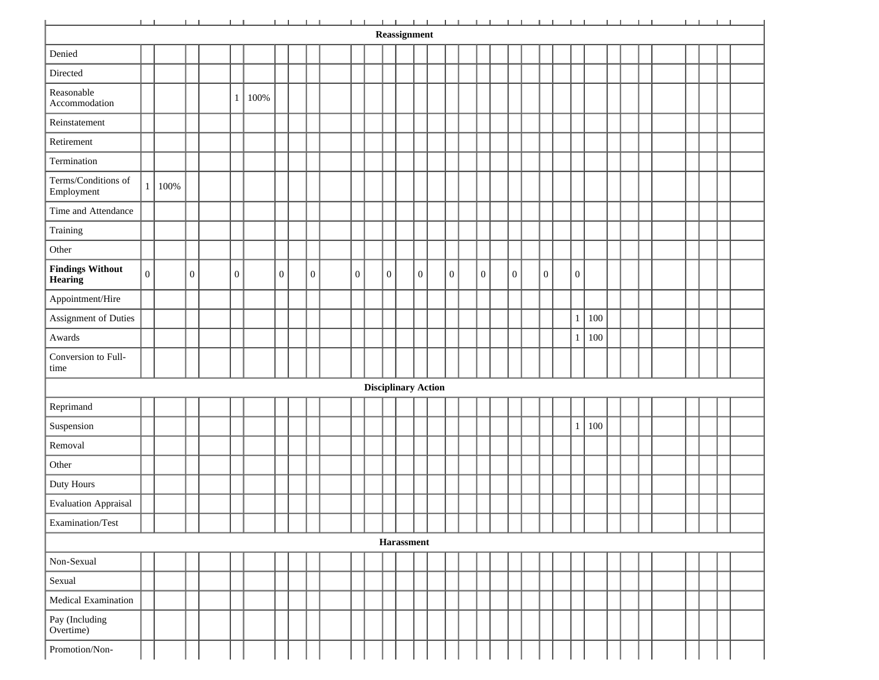| | | | | | | | | | | | | | | | | | | | | | | | | | | | | | | | | | | |
|---|---|---|---|---|---|---|---|---|---|---|---|---|---|---|---|---|---|---|---|---|---|---|---|---|---|---|---|---|---|---|---|---|---|---|
| **Reassignment** | | | | | | | | | | | | | | | | | | | | | | | | | | | | | | | | | | |
| Denied | | | | | | | | | | | | | | | | | | | | | | | | | | | | | | | | | | |
| Directed | | | | | | | | | | | | | | | | | | | | | | | | | | | | | | | | | | |
| Reasonable Accommodation | | | | | 1 | 100% | | | | | | | | | | | | | | | | | | | | | | | | | | | | |
| Reinstatement | | | | | | | | | | | | | | | | | | | | | | | | | | | | | | | | | | |
| Retirement | | | | | | | | | | | | | | | | | | | | | | | | | | | | | | | | | | |
| Termination | | | | | | | | | | | | | | | | | | | | | | | | | | | | | | | | | | |
| Terms/Conditions of Employment | 1 | 100% | | | | | | | | | | | | | | | | | | | | | | | | | | | | | | | | |
| Time and Attendance | | | | | | | | | | | | | | | | | | | | | | | | | | | | | | | | | | |
| Training | | | | | | | | | | | | | | | | | | | | | | | | | | | | | | | | | | |
| Other | | | | | | | | | | | | | | | | | | | | | | | | | | | | | | | | | | |
| **Findings Without Hearing** | 0 | | 0 | | 0 | | 0 | | 0 | | 0 | | 0 | | 0 | | 0 | | 0 | | 0 | | 0 | | 0 | | | | | | | | | |
| Appointment/Hire | | | | | | | | | | | | | | | | | | | | | | | | | | | | | | | | | | |
| Assignment of Duties | | | | | | | | | | | | | | | | | | | | | | | | | 1 | 100 | | | | | | | | |
| Awards | | | | | | | | | | | | | | | | | | | | | | | | | 1 | 100 | | | | | | | | |
| Conversion to Full-time | | | | | | | | | | | | | | | | | | | | | | | | | | | | | | | | | | |
| **Disciplinary Action** | | | | | | | | | | | | | | | | | | | | | | | | | | | | | | | | | | |
| Reprimand | | | | | | | | | | | | | | | | | | | | | | | | | | | | | | | | | | |
| Suspension | | | | | | | | | | | | | | | | | | | | | | | | | 1 | 100 | | | | | | | | |
| Removal | | | | | | | | | | | | | | | | | | | | | | | | | | | | | | | | | | |
| Other | | | | | | | | | | | | | | | | | | | | | | | | | | | | | | | | | | |
| Duty Hours | | | | | | | | | | | | | | | | | | | | | | | | | | | | | | | | | | |
| Evaluation Appraisal | | | | | | | | | | | | | | | | | | | | | | | | | | | | | | | | | | |
| Examination/Test | | | | | | | | | | | | | | | | | | | | | | | | | | | | | | | | | | |
| **Harassment** | | | | | | | | | | | | | | | | | | | | | | | | | | | | | | | | | | |
| Non-Sexual | | | | | | | | | | | | | | | | | | | | | | | | | | | | | | | | | | |
| Sexual | | | | | | | | | | | | | | | | | | | | | | | | | | | | | | | | | | |
| Medical Examination | | | | | | | | | | | | | | | | | | | | | | | | | | | | | | | | | | |
| Pay (Including Overtime) | | | | | | | | | | | | | | | | | | | | | | | | | | | | | | | | | | |
| Promotion/Non- | | | | | | | | | | | | | | | | | | | | | | | | | | | | | | | | | | |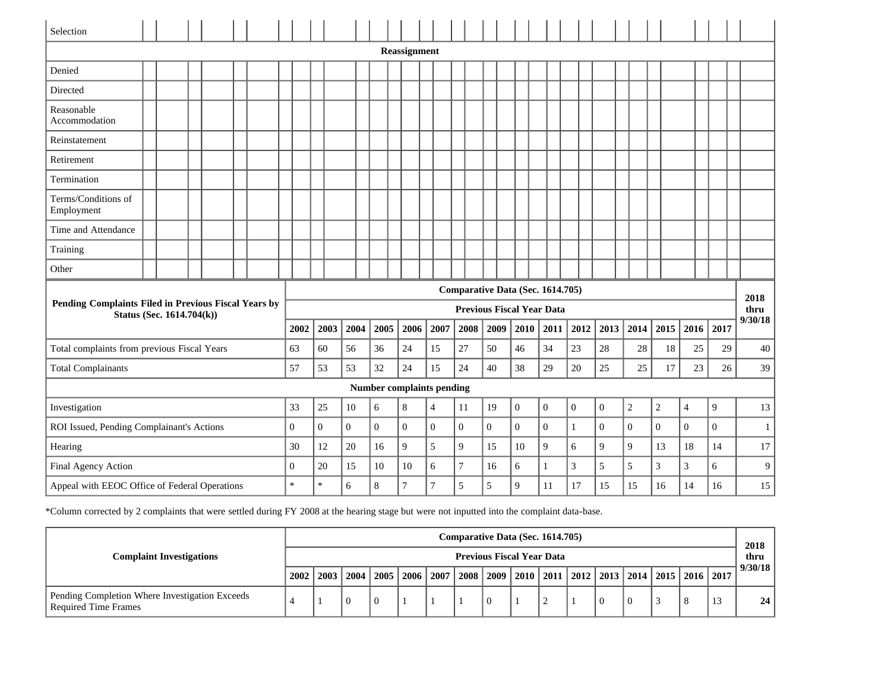| | | | | | | | | | | | | | | | | | | | | | | | | | | | | | | | | | | |
|---|---|---|---|---|---|---|---|---|---|---|---|---|---|---|---|---|---|---|---|---|---|---|---|---|---|---|---|---|---|---|---|---|---|---|
| Selection | | | | | | | | | | | | | | | | | | | | | | | | | | | | | | | | | | |
| **Reassignment** | | | | | | | | | | | | | | | | | | | | | | | | | | | | | | | | | | |
| Denied | | | | | | | | | | | | | | | | | | | | | | | | | | | | | | | | | | |
| Directed | | | | | | | | | | | | | | | | | | | | | | | | | | | | | | | | | | |
| Reasonable Accommodation | | | | | | | | | | | | | | | | | | | | | | | | | | | | | | | | | | |
| Reinstatement | | | | | | | | | | | | | | | | | | | | | | | | | | | | | | | | | | |
| Retirement | | | | | | | | | | | | | | | | | | | | | | | | | | | | | | | | | | |
| Termination | | | | | | | | | | | | | | | | | | | | | | | | | | | | | | | | | | |
| Terms/Conditions of Employment | | | | | | | | | | | | | | | | | | | | | | | | | | | | | | | | | | |
| Time and Attendance | | | | | | | | | | | | | | | | | | | | | | | | | | | | | | | | | | |
| Training | | | | | | | | | | | | | | | | | | | | | | | | | | | | | | | | | | |
| Other | | | | | | | | | | | | | | | | | | | | | | | | | | | | | | | | | | |

| **Pending Complaints Filed in Previous Fiscal Years by Status (Sec. 1614.704(k))** | **Comparative Data (Sec. 1614.705)** | | | | | | | | | | | | | | | | **2018 thru 9/30/18** |
|---|---|---|---|---|---|---|---|---|---|---|---|---|---|---|---|---|---|
| | **Previous Fiscal Year Data** | | | | | | | | | | | | | | | | |
| | **2002** | **2003** | **2004** | **2005** | **2006** | **2007** | **2008** | **2009** | **2010** | **2011** | **2012** | **2013** | **2014** | **2015** | **2016** | **2017** | |
| Total complaints from previous Fiscal Years | 63 | 60 | 56 | 36 | 24 | 15 | 27 | 50 | 46 | 34 | 23 | 28 | 28 | 18 | 25 | 29 | 40 |
| Total Complainants | 57 | 53 | 53 | 32 | 24 | 15 | 24 | 40 | 38 | 29 | 20 | 25 | 25 | 17 | 23 | 26 | 39 |
| **Number complaints pending** | | | | | | | | | | | | | | | | | |
| Investigation | 33 | 25 | 10 | 6 | 8 | 4 | 11 | 19 | 0 | 0 | 0 | 0 | 2 | 2 | 4 | 9 | 13 |
| ROI Issued, Pending Complainant's Actions | 0 | 0 | 0 | 0 | 0 | 0 | 0 | 0 | 0 | 0 | 1 | 0 | 0 | 0 | 0 | 0 | 1 |
| Hearing | 30 | 12 | 20 | 16 | 9 | 5 | 9 | 15 | 10 | 9 | 6 | 9 | 9 | 13 | 18 | 14 | 17 |
| Final Agency Action | 0 | 20 | 15 | 10 | 10 | 6 | 7 | 16 | 6 | 1 | 3 | 5 | 5 | 3 | 3 | 6 | 9 |
| Appeal with EEOC Office of Federal Operations | * | * | 6 | 8 | 7 | 7 | 5 | 5 | 9 | 11 | 17 | 15 | 15 | 16 | 14 | 16 | 15 |

*Column corrected by 2 complaints that were settled during FY 2008 at the hearing stage but were not inputted into the complaint data-base.

| **Complaint Investigations** | **Comparative Data (Sec. 1614.705)** | | | | | | | | | | | | | | | | **2018 thru 9/30/18** |
|---|---|---|---|---|---|---|---|---|---|---|---|---|---|---|---|---|---|
| | **Previous Fiscal Year Data** | | | | | | | | | | | | | | | | |
| | **2002** | **2003** | **2004** | **2005** | **2006** | **2007** | **2008** | **2009** | **2010** | **2011** | **2012** | **2013** | **2014** | **2015** | **2016** | **2017** | |
| Pending Completion Where Investigation Exceeds Required Time Frames | 4 | 1 | 0 | 0 | 1 | 1 | 1 | 0 | 1 | 2 | 1 | 0 | 0 | 3 | 8 | 13 | **24** |